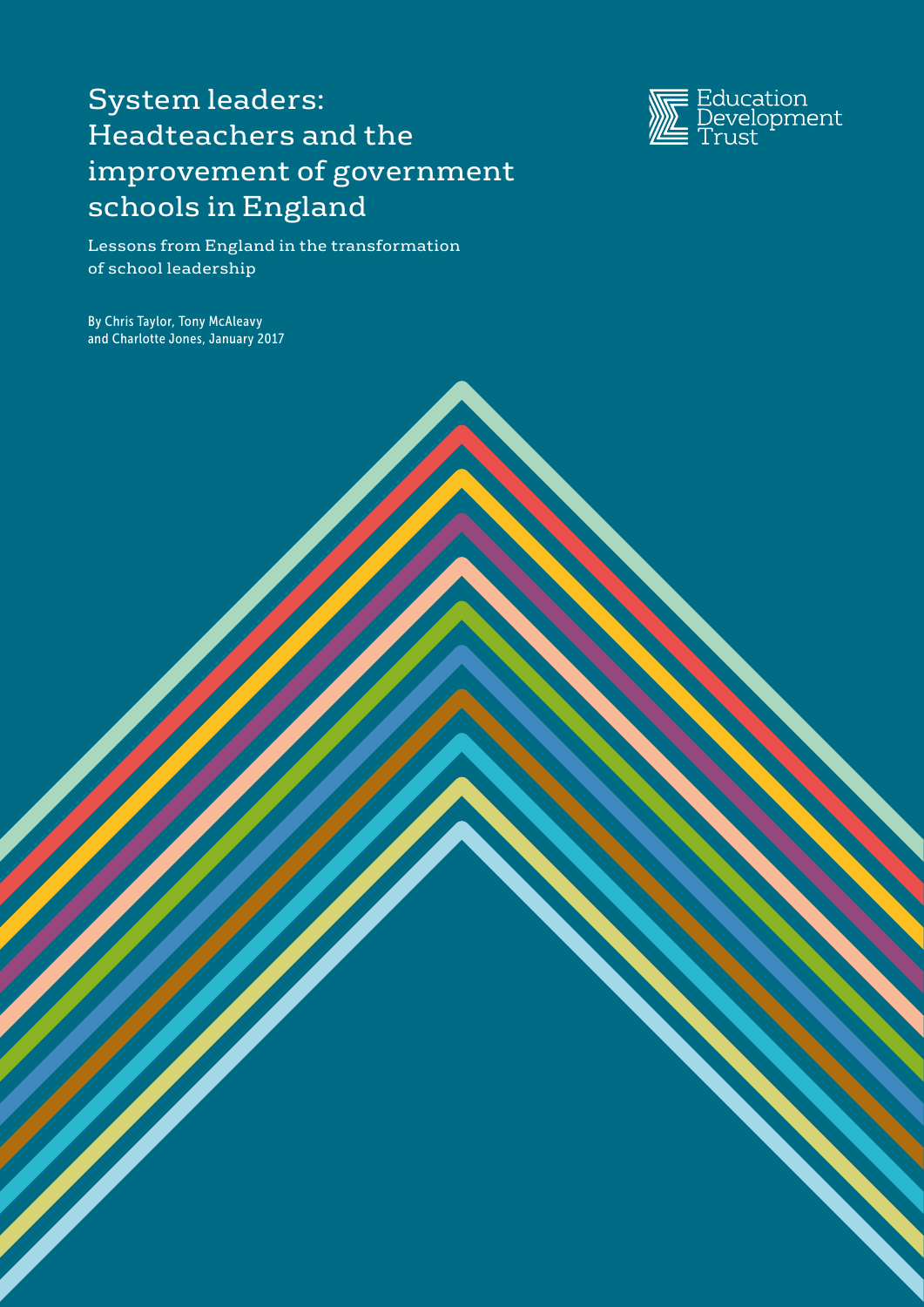# System leaders: Headteachers and the improvement of government schools in England

Lessons from England in the transformation of school leadership

By Chris Taylor, Tony McAleavy and Charlotte Jones, January 2017

Education Development Trust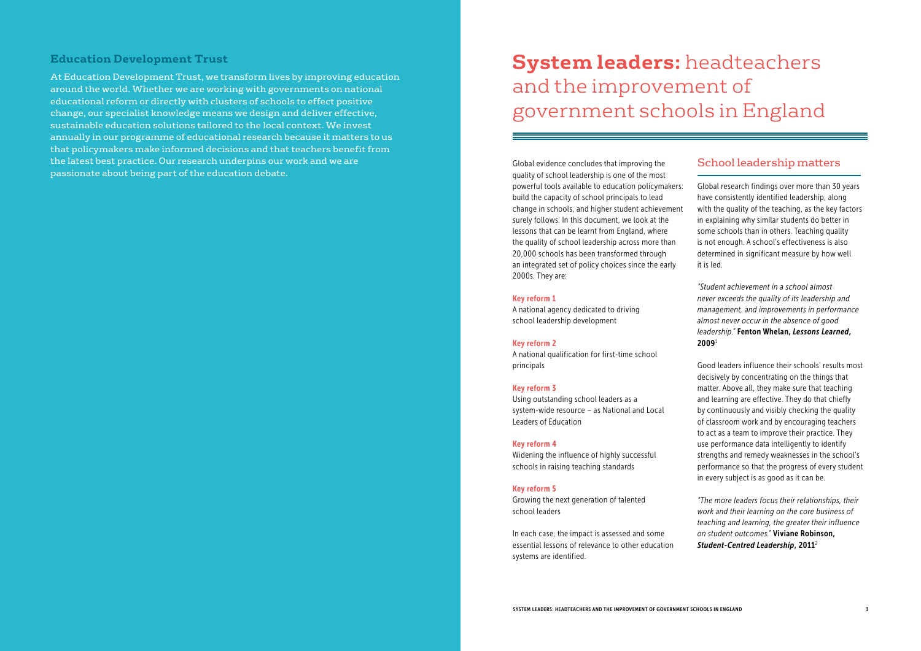## Education Development Trust

At Education Development Trust, we transform lives by improving education around the world. Whether we are working with governments on national educational reform or directly with clusters of schools to effect positive change, our specialist knowledge means we design and deliver effective, sustainable education solutions tailored to the local context. We invest annually in our programme of educational research because it matters to us that policymakers make informed decisions and that teachers benefit from the latest best practice. Our research underpins our work and we are passionate about being part of the education debate.

# **System leaders:** headteachers and the improvement of government schools in England

Global evidence concludes that improving the quality of school leadership is one of the most powerful tools available to education policymakers: build the capacity of school principals to lead change in schools, and higher student achievement surely follows. In this document, we look at the lessons that can be learnt from England, where the quality of school leadership across more than 20,000 schools has been transformed through an integrated set of policy choices since the early 2000s. They are:

**Key reform 1**
A national agency dedicated to driving school leadership development

**Key reform 2**
A national qualification for first-time school principals

**Key reform 3**
Using outstanding school leaders as a system-wide resource – as National and Local Leaders of Education

**Key reform 4**
Widening the influence of highly successful schools in raising teaching standards

**Key reform 5**
Growing the next generation of talented school leaders

In each case, the impact is assessed and some essential lessons of relevance to other education systems are identified.

## School leadership matters

Global research findings over more than 30 years have consistently identified leadership, along with the quality of the teaching, as the key factors in explaining why similar students do better in some schools than in others. Teaching quality is not enough. A school's effectiveness is also determined in significant measure by how well it is led.

*"Student achievement in a school almost never exceeds the quality of its leadership and management, and improvements in performance almost never occur in the absence of good leadership."* **Fenton Whelan, *Lessons Learned*, 2009**[1]

Good leaders influence their schools' results most decisively by concentrating on the things that matter. Above all, they make sure that teaching and learning are effective. They do that chiefly by continuously and visibly checking the quality of classroom work and by encouraging teachers to act as a team to improve their practice. They use performance data intelligently to identify strengths and remedy weaknesses in the school's performance so that the progress of every student in every subject is as good as it can be.

*"The more leaders focus their relationships, their work and their learning on the core business of teaching and learning, the greater their influence on student outcomes."* **Viviane Robinson, *Student-Centred Leadership*, 2011**[2]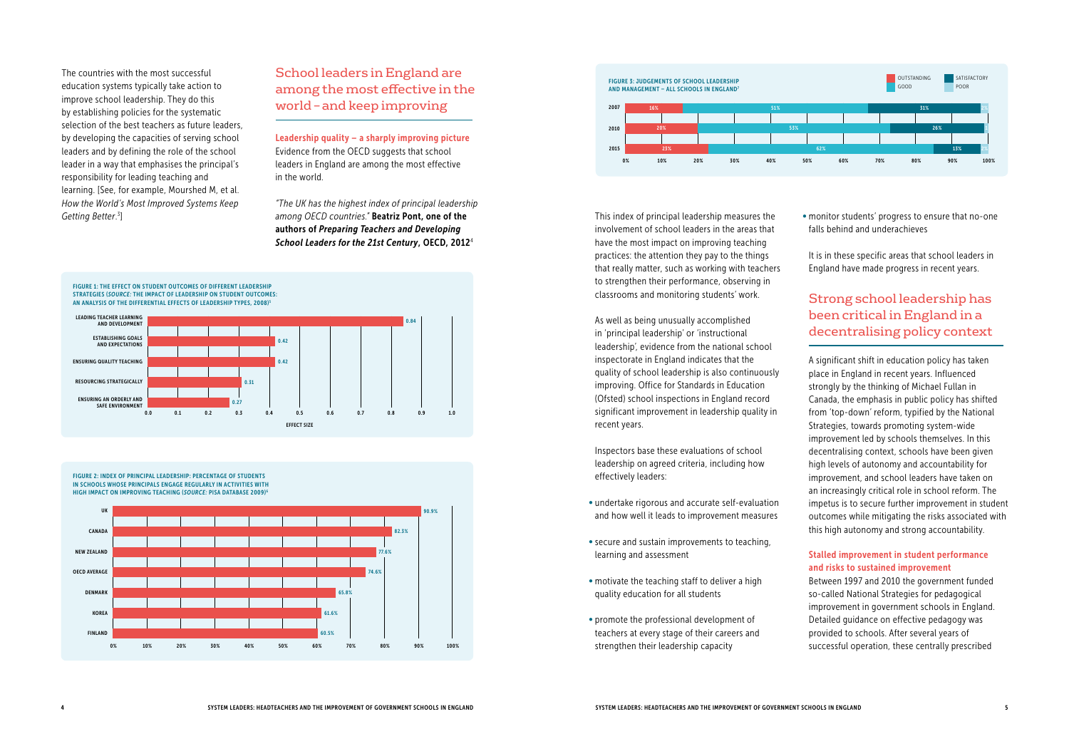The countries with the most successful education systems typically take action to improve school leadership. They do this by establishing policies for the systematic selection of the best teachers as future leaders, by developing the capacities of serving school leaders and by defining the role of the school leader in a way that emphasises the principal's responsibility for leading teaching and learning. [See, for example, Mourshed M, et al. *How the World's Most Improved Systems Keep Getting Better.*[3]]

## School leaders in England are among the most effective in the world – and keep improving

### Leadership quality – a sharply improving picture

Evidence from the OECD suggests that school leaders in England are among the most effective in the world.

*"The UK has the highest index of principal leadership among OECD countries."* **Beatriz Pont, one of the authors of *Preparing Teachers and Developing School Leaders for the 21st Century*, OECD, 2012**[4]

**FIGURE 1: THE EFFECT ON STUDENT OUTCOMES OF DIFFERENT LEADERSHIP STRATEGIES (*SOURCE:* THE IMPACT OF LEADERSHIP ON STUDENT OUTCOMES: AN ANALYSIS OF THE DIFFERENTIAL EFFECTS OF LEADERSHIP TYPES, 2008)**[5]

| Leadership strategy | Effect size |
|---|---|
| Leading teacher learning and development | 0.84 |
| Establishing goals and expectations | 0.42 |
| Ensuring quality teaching | 0.42 |
| Resourcing strategically | 0.31 |
| Ensuring an orderly and safe environment | 0.27 |

**FIGURE 2: INDEX OF PRINCIPAL LEADERSHIP: PERCENTAGE OF STUDENTS IN SCHOOLS WHOSE PRINCIPALS ENGAGE REGULARLY IN ACTIVITIES WITH HIGH IMPACT ON IMPROVING TEACHING (*SOURCE:* PISA DATABASE 2009)**[6]

| Country | Percentage |
|---|---|
| UK | 90.9% |
| Canada | 82.3% |
| New Zealand | 77.6% |
| OECD average | 74.6% |
| Denmark | 65.8% |
| Korea | 61.6% |
| Finland | 60.5% |

**FIGURE 3: JUDGEMENTS OF SCHOOL LEADERSHIP AND MANAGEMENT – ALL SCHOOLS IN ENGLAND**[7]

| Year | Outstanding | Good | Satisfactory | Poor |
|---|---|---|---|---|
| 2007 | 16% | 51% | 31% | 2% |
| 2010 | 20% | 53% | 26% | 1% |
| 2015 | 23% | 62% | 13% | 2% |

This index of principal leadership measures the involvement of school leaders in the areas that have the most impact on improving teaching practices: the attention they pay to the things that really matter, such as working with teachers to strengthen their performance, observing in classrooms and monitoring students' work.

As well as being unusually accomplished in 'principal leadership' or 'instructional leadership', evidence from the national school inspectorate in England indicates that the quality of school leadership is also continuously improving. Office for Standards in Education (Ofsted) school inspections in England record significant improvement in leadership quality in recent years.

Inspectors base these evaluations of school leadership on agreed criteria, including how effectively leaders:

- undertake rigorous and accurate self-evaluation and how well it leads to improvement measures
- secure and sustain improvements to teaching, learning and assessment
- motivate the teaching staff to deliver a high quality education for all students
- promote the professional development of teachers at every stage of their careers and strengthen their leadership capacity
- monitor students' progress to ensure that no-one falls behind and underachieves

It is in these specific areas that school leaders in England have made progress in recent years.

## Strong school leadership has been critical in England in a decentralising policy context

A significant shift in education policy has taken place in England in recent years. Influenced strongly by the thinking of Michael Fullan in Canada, the emphasis in public policy has shifted from 'top-down' reform, typified by the National Strategies, towards promoting system-wide improvement led by schools themselves. In this decentralising context, schools have been given high levels of autonomy and accountability for improvement, and school leaders have taken on an increasingly critical role in school reform. The impetus is to secure further improvement in student outcomes while mitigating the risks associated with this high autonomy and strong accountability.

### Stalled improvement in student performance and risks to sustained improvement

Between 1997 and 2010 the government funded so-called National Strategies for pedagogical improvement in government schools in England. Detailed guidance on effective pedagogy was provided to schools. After several years of successful operation, these centrally prescribed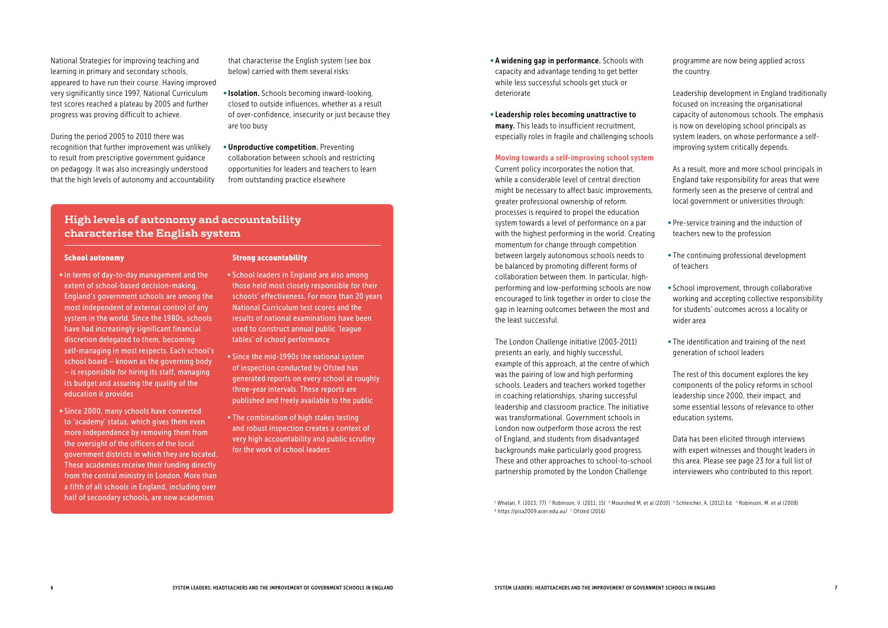National Strategies for improving teaching and learning in primary and secondary schools, appeared to have run their course. Having improved very significantly since 1997, National Curriculum test scores reached a plateau by 2005 and further progress was proving difficult to achieve.

During the period 2005 to 2010 there was recognition that further improvement was unlikely to result from prescriptive government guidance on pedagogy. It was also increasingly understood that the high levels of autonomy and accountability that characterise the English system (see box below) carried with them several risks:

- **Isolation.** Schools becoming inward-looking, closed to outside influences, whether as a result of over-confidence, insecurity or just because they are too busy
- **Unproductive competition.** Preventing collaboration between schools and restricting opportunities for leaders and teachers to learn from outstanding practice elsewhere

## High levels of autonomy and accountability characterise the English system

### School autonomy

- In terms of day-to-day management and the extent of school-based decision-making, England's government schools are among the most independent of external control of any system in the world. Since the 1980s, schools have had increasingly significant financial discretion delegated to them, becoming self-managing in most respects. Each school's school board – known as the governing body – is responsible for hiring its staff, managing its budget and assuring the quality of the education it provides
- Since 2000, many schools have converted to 'academy' status, which gives them even more independence by removing them from the oversight of the officers of the local government districts in which they are located. These academies receive their funding directly from the central ministry in London. More than a fifth of all schools in England, including over half of secondary schools, are now academies

### Strong accountability

- School leaders in England are also among those held most closely responsible for their schools' effectiveness. For more than 20 years National Curriculum test scores and the results of national examinations have been used to construct annual public 'league tables' of school performance
- Since the mid-1990s the national system of inspection conducted by Ofsted has generated reports on every school at roughly three-year intervals. These reports are published and freely available to the public
- The combination of high stakes testing and robust inspection creates a context of very high accountability and public scrutiny for the work of school leaders

- **A widening gap in performance.** Schools with capacity and advantage tending to get better while less successful schools get stuck or deteriorate
- **Leadership roles becoming unattractive to many.** This leads to insufficient recruitment, especially roles in fragile and challenging schools

### Moving towards a self-improving school system

Current policy incorporates the notion that, while a considerable level of central direction might be necessary to affect basic improvements, greater professional ownership of reform processes is required to propel the education system towards a level of performance on a par with the highest performing in the world. Creating momentum for change through competition between largely autonomous schools needs to be balanced by promoting different forms of collaboration between them. In particular, high-performing and low-performing schools are now encouraged to link together in order to close the gap in learning outcomes between the most and the least successful.

The London Challenge initiative (2003-2011) presents an early, and highly successful, example of this approach, at the centre of which was the pairing of low and high performing schools. Leaders and teachers worked together in coaching relationships, sharing successful leadership and classroom practice. The initiative was transformational. Government schools in London now outperform those across the rest of England, and students from disadvantaged backgrounds make particularly good progress. These and other approaches to school-to-school partnership promoted by the London Challenge programme are now being applied across the country.

Leadership development in England traditionally focused on increasing the organisational capacity of autonomous schools. The emphasis is now on developing school principals as system leaders, on whose performance a self-improving system critically depends.

As a result, more and more school principals in England take responsibility for areas that were formerly seen as the preserve of central and local government or universities through:

- Pre-service training and the induction of teachers new to the profession
- The continuing professional development of teachers
- School improvement, through collaborative working and accepting collective responsibility for students' outcomes across a locality or wider area
- The identification and training of the next generation of school leaders

The rest of this document explores the key components of the policy reforms in school leadership since 2000, their impact, and some essential lessons of relevance to other education systems.

Data has been elicited through interviews with expert witnesses and thought leaders in this area. Please see page 23 for a full list of interviewees who contributed to this report.

[1] Whelan, F. (2013; 77) [2] Robinson, V. (2011; 15) [3] Mourshed M. et al (2010) [4] Schleicher, A. (2012) Ed. [5] Robinson, M. et al (2008) [6] https://pisa2009.acer.edu.au/ [7] Ofsted (2016)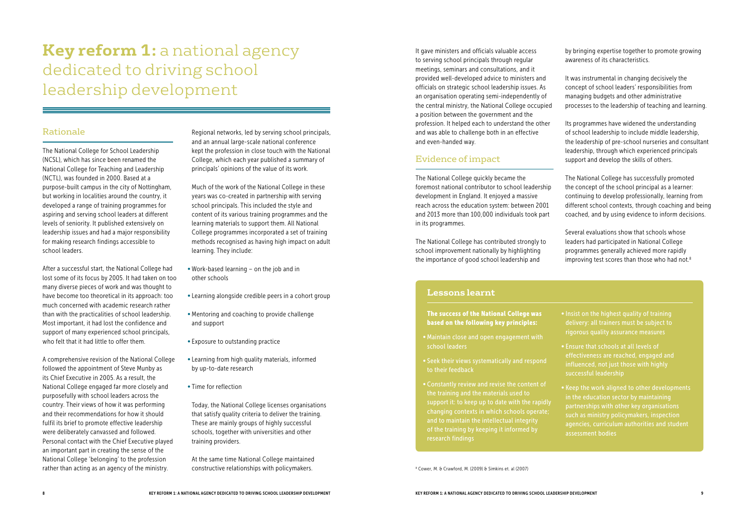# Key reform 1: a national agency dedicated to driving school leadership development

## Rationale

The National College for School Leadership (NCSL), which has since been renamed the National College for Teaching and Leadership (NCTL), was founded in 2000. Based at a purpose-built campus in the city of Nottingham, but working in localities around the country, it developed a range of training programmes for aspiring and serving school leaders at different levels of seniority. It published extensively on leadership issues and had a major responsibility for making research findings accessible to school leaders.

After a successful start, the National College had lost some of its focus by 2005. It had taken on too many diverse pieces of work and was thought to have become too theoretical in its approach: too much concerned with academic research rather than with the practicalities of school leadership. Most important, it had lost the confidence and support of many experienced school principals, who felt that it had little to offer them.

A comprehensive revision of the National College followed the appointment of Steve Munby as its Chief Executive in 2005. As a result, the National College engaged far more closely and purposefully with school leaders across the country. Their views of how it was performing and their recommendations for how it should fulfil its brief to promote effective leadership were deliberately canvassed and followed. Personal contact with the Chief Executive played an important part in creating the sense of the National College 'belonging' to the profession rather than acting as an agency of the ministry.

Regional networks, led by serving school principals, and an annual large-scale national conference kept the profession in close touch with the National College, which each year published a summary of principals' opinions of the value of its work.

Much of the work of the National College in these years was co-created in partnership with serving school principals. This included the style and content of its various training programmes and the learning materials to support them. All National College programmes incorporated a set of training methods recognised as having high impact on adult learning. They include:

- Work-based learning – on the job and in other schools
- Learning alongside credible peers in a cohort group
- Mentoring and coaching to provide challenge and support
- Exposure to outstanding practice
- Learning from high quality materials, informed by up-to-date research
- Time for reflection

Today, the National College licenses organisations that satisfy quality criteria to deliver the training. These are mainly groups of highly successful schools, together with universities and other training providers.

At the same time National College maintained constructive relationships with policymakers. It gave ministers and officials valuable access to serving school principals through regular meetings, seminars and consultations, and it provided well-developed advice to ministers and officials on strategic school leadership issues. As an organisation operating semi-independently of the central ministry, the National College occupied a position between the government and the profession. It helped each to understand the other and was able to challenge both in an effective and even-handed way.

## Evidence of impact

The National College quickly became the foremost national contributor to school leadership development in England. It enjoyed a massive reach across the education system: between 2001 and 2013 more than 100,000 individuals took part in its programmes.

The National College has contributed strongly to school improvement nationally by highlighting the importance of good school leadership and by bringing expertise together to promote growing awareness of its characteristics.

It was instrumental in changing decisively the concept of school leaders' responsibilities from managing budgets and other administrative processes to the leadership of teaching and learning.

Its programmes have widened the understanding of school leadership to include middle leadership, the leadership of pre-school nurseries and consultant leadership, through which experienced principals support and develop the skills of others.

The National College has successfully promoted the concept of the school principal as a learner: continuing to develop professionally, learning from different school contexts, through coaching and being coached, and by using evidence to inform decisions.

Several evaluations show that schools whose leaders had participated in National College programmes generally achieved more rapidly improving test scores than those who had not.[8]

### Lessons learnt

**The success of the National College was based on the following key principles:**

- Maintain close and open engagement with school leaders
- Seek their views systematically and respond to their feedback
- Constantly review and revise the content of the training and the materials used to support it: to keep up to date with the rapidly changing contexts in which schools operate; and to maintain the intellectual integrity of the training by keeping it informed by research findings
- Insist on the highest quality of training delivery: all trainers must be subject to rigorous quality assurance measures
- Ensure that schools at all levels of effectiveness are reached, engaged and influenced, not just those with highly successful leadership
- Keep the work aligned to other developments in the education sector by maintaining partnerships with other key organisations such as ministry policymakers, inspection agencies, curriculum authorities and student assessment bodies

[8] Cower, M. & Crawford, M. (2009) & Simkins et. al (2007)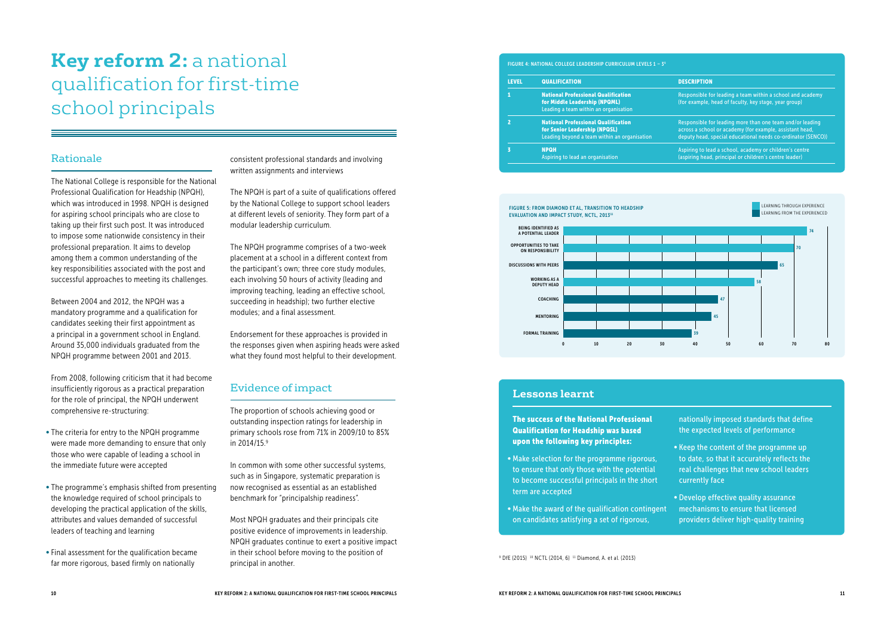# Key reform 2: a national qualification for first-time school principals

## Rationale

The National College is responsible for the National Professional Qualification for Headship (NPQH), which was introduced in 1998. NPQH is designed for aspiring school principals who are close to taking up their first such post. It was introduced to impose some nationwide consistency in their professional preparation. It aims to develop among them a common understanding of the key responsibilities associated with the post and successful approaches to meeting its challenges.

Between 2004 and 2012, the NPQH was a mandatory programme and a qualification for candidates seeking their first appointment as a principal in a government school in England. Around 35,000 individuals graduated from the NPQH programme between 2001 and 2013.

From 2008, following criticism that it had become insufficiently rigorous as a practical preparation for the role of principal, the NPQH underwent comprehensive re-structuring:

- The criteria for entry to the NPQH programme were made more demanding to ensure that only those who were capable of leading a school in the immediate future were accepted
- The programme's emphasis shifted from presenting the knowledge required of school principals to developing the practical application of the skills, attributes and values demanded of successful leaders of teaching and learning
- Final assessment for the qualification became far more rigorous, based firmly on nationally consistent professional standards and involving written assignments and interviews

The NPQH is part of a suite of qualifications offered by the National College to support school leaders at different levels of seniority. They form part of a modular leadership curriculum.

The NPQH programme comprises of a two-week placement at a school in a different context from the participant's own; three core study modules, each involving 50 hours of activity (leading and improving teaching, leading an effective school, succeeding in headship); two further elective modules; and a final assessment.

Endorsement for these approaches is provided in the responses given when aspiring heads were asked what they found most helpful to their development.

## Evidence of impact

The proportion of schools achieving good or outstanding inspection ratings for leadership in primary schools rose from 71% in 2009/10 to 85% in 2014/15.[9]

In common with some other successful systems, such as in Singapore, systematic preparation is now recognised as essential as an established benchmark for "principalship readiness".

Most NPQH graduates and their principals cite positive evidence of improvements in leadership. NPQH graduates continue to exert a positive impact in their school before moving to the position of principal in another.

**FIGURE 4: NATIONAL COLLEGE LEADERSHIP CURRICULUM LEVELS 1 – 3[10]**

| LEVEL | QUALIFICATION | DESCRIPTION |
| --- | --- | --- |
| 1 | **National Professional Qualification for Middle Leadership (NPQML)** Leading a team within an organisation | Responsible for leading a team within a school and academy (for example, head of faculty, key stage, year group) |
| 2 | **National Professional Qualification for Senior Leadership (NPQSL)** Leading beyond a team within an organisation | Responsible for leading more than one team and/or leading across a school or academy (for example, assistant head, deputy head, special educational needs co-ordinator (SENCO)) |
| 3 | **NPQH** Aspiring to lead an organisation | Aspiring to lead a school, academy or children's centre (aspiring head, principal or children's centre leader) |

**FIGURE 5: FROM DIAMOND ET AL, TRANSITION TO HEADSHIP EVALUATION AND IMPACT STUDY, NCTL, 2013[11]**

| | Value | Category |
| --- | --- | --- |
| Being identified as a potential leader | 74 | Learning through experience |
| Opportunities to take on responsibility | 70 | Learning through experience |
| Discussions with peers | 65 | Learning from the experienced |
| Working as a deputy head | 58 | Learning through experience |
| Coaching | 47 | Learning from the experienced |
| Mentoring | 45 | Learning from the experienced |
| Formal training | 39 | Learning from the experienced |

## Lessons learnt

**The success of the National Professional Qualification for Headship was based upon the following key principles:**

- Make selection for the programme rigorous, to ensure that only those with the potential to become successful principals in the short term are accepted
- Make the award of the qualification contingent on candidates satisfying a set of rigorous, nationally imposed standards that define the expected levels of performance
- Keep the content of the programme up to date, so that it accurately reflects the real challenges that new school leaders currently face
- Develop effective quality assurance mechanisms to ensure that licensed providers deliver high-quality training

[9] DfE (2015) [10] NCTL (2014, 6) [11] Diamond, A. et al. (2013)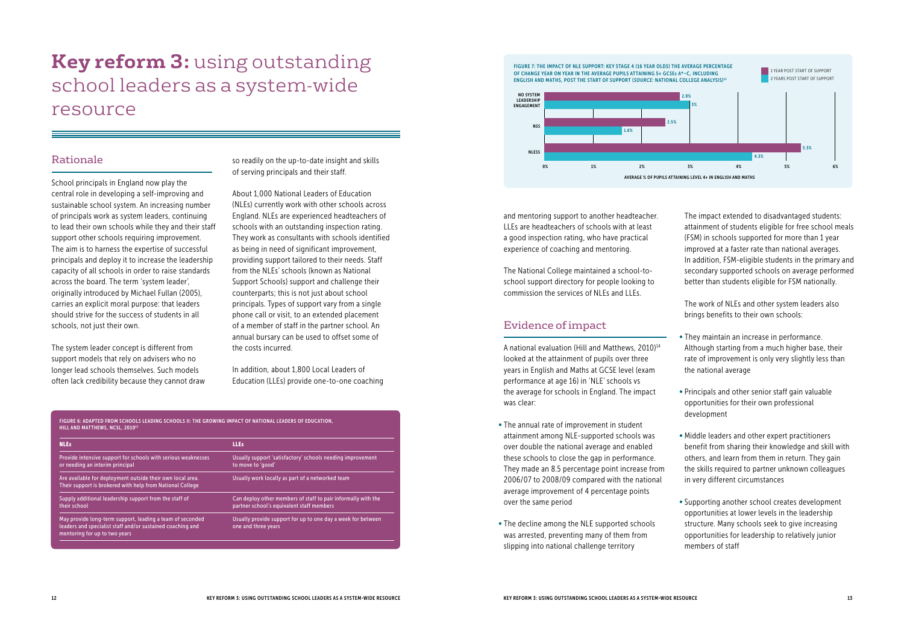# **Key reform 3:** using outstanding school leaders as a system-wide resource

## Rationale

School principals in England now play the central role in developing a self-improving and sustainable school system. An increasing number of principals work as system leaders, continuing to lead their own schools while they and their staff support other schools requiring improvement. The aim is to harness the expertise of successful principals and deploy it to increase the leadership capacity of all schools in order to raise standards across the board. The term 'system leader', originally introduced by Michael Fullan (2005), carries an explicit moral purpose: that leaders should strive for the success of students in all schools, not just their own.

The system leader concept is different from support models that rely on advisers who no longer lead schools themselves. Such models often lack credibility because they cannot draw so readily on the up-to-date insight and skills of serving principals and their staff.

About 1,000 National Leaders of Education (NLEs) currently work with other schools across England. NLEs are experienced headteachers of schools with an outstanding inspection rating. They work as consultants with schools identified as being in need of significant improvement, providing support tailored to their needs. Staff from the NLEs' schools (known as National Support Schools) support and challenge their counterparts; this is not just about school principals. Types of support vary from a single phone call or visit, to an extended placement of a member of staff in the partner school. An annual bursary can be used to offset some of the costs incurred.

In addition, about 1,800 Local Leaders of Education (LLEs) provide one-to-one coaching and mentoring support to another headteacher. LLEs are headteachers of schools with at least a good inspection rating, who have practical experience of coaching and mentoring.

The National College maintained a school-to-school support directory for people looking to commission the services of NLEs and LLEs.

FIGURE 6: ADAPTED FROM SCHOOLS LEADING SCHOOLS II: THE GROWING IMPACT OF NATIONAL LEADERS OF EDUCATION, HILL AND MATTHEWS, NCSL, 2010[13]

| NLEs | LLEs |
|---|---|
| Provide intensive support for schools with serious weaknesses or needing an interim principal | Usually support 'satisfactory' schools needing improvement to move to 'good' |
| Are available for deployment outside their own local area. Their support is brokered with help from National College | Usually work locally as part of a networked team |
| Supply additional leadership support from the staff of their school | Can deploy other members of staff to pair informally with the partner school's equivalent staff members |
| May provide long-term support, leading a team of seconded leaders and specialist staff and/or sustained coaching and mentoring for up to two years | Usually provide support for up to one day a week for between one and three years |

FIGURE 7: THE IMPACT OF NLE SUPPORT: KEY STAGE 4 (16 YEAR OLDS) THE AVERAGE PERCENTAGE OF CHANGE YEAR ON YEAR IN THE AVERAGE PUPILS ATTAINING 5+ GCSEs A*–C, INCLUDING ENGLISH AND MATHS, POST THE START OF SUPPORT (*SOURCE:* NATIONAL COLLEGE ANALYSIS)[13]

| | 1 year post start of support | 2 years post start of support |
|---|---|---|
| No system leadership engagement | 2.8% | 3% |
| NSS | 2.5% | 1.6% |
| NLESS | 5.3% | 4.3% |

AVERAGE % OF PUPILS ATTAINING LEVEL 4+ IN ENGLISH AND MATHS

## Evidence of impact

A national evaluation (Hill and Matthews, 2010)[14] looked at the attainment of pupils over three years in English and Maths at GCSE level (exam performance at age 16) in 'NLE' schools vs the average for schools in England. The impact was clear:

- The annual rate of improvement in student attainment among NLE-supported schools was over double the national average and enabled these schools to close the gap in performance. They made an 8.5 percentage point increase from 2006/07 to 2008/09 compared with the national average improvement of 4 percentage points over the same period
- The decline among the NLE supported schools was arrested, preventing many of them from slipping into national challenge territory

The impact extended to disadvantaged students: attainment of students eligible for free school meals (FSM) in schools supported for more than 1 year improved at a faster rate than national averages. In addition, FSM-eligible students in the primary and secondary supported schools on average performed better than students eligible for FSM nationally.

The work of NLEs and other system leaders also brings benefits to their own schools:

- They maintain an increase in performance. Although starting from a much higher base, their rate of improvement is only very slightly less than the national average
- Principals and other senior staff gain valuable opportunities for their own professional development
- Middle leaders and other expert practitioners benefit from sharing their knowledge and skill with others, and learn from them in return. They gain the skills required to partner unknown colleagues in very different circumstances
- Supporting another school creates development opportunities at lower levels in the leadership structure. Many schools seek to give increasing opportunities for leadership to relatively junior members of staff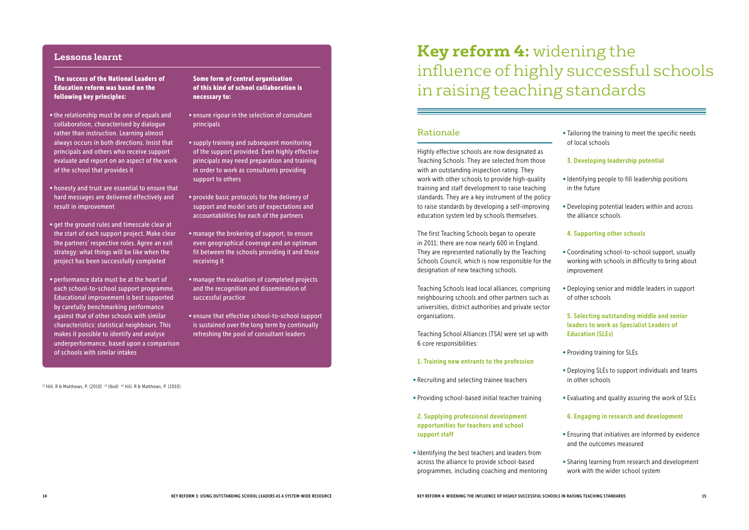## Lessons learnt

**The success of the National Leaders of Education reform was based on the following key principles:**

- the relationship must be one of equals and collaboration, characterised by dialogue rather than instruction. Learning almost always occurs in both directions. Insist that principals and others who receive support evaluate and report on an aspect of the work of the school that provides it
- honesty and trust are essential to ensure that hard messages are delivered effectively and result in improvement
- get the ground rules and timescale clear at the start of each support project. Make clear the partners' respective roles. Agree an exit strategy: what things will be like when the project has been successfully completed
- performance data must be at the heart of each school-to-school support programme. Educational improvement is best supported by carefully benchmarking performance against that of other schools with similar characteristics: statistical neighbours. This makes it possible to identify and analyse underperformance, based upon a comparison of schools with similar intakes

**Some form of central organisation of this kind of school collaboration is necessary to:**

- ensure rigour in the selection of consultant principals
- supply training and subsequent monitoring of the support provided. Even highly effective principals may need preparation and training in order to work as consultants providing support to others
- provide basic protocols for the delivery of support and model sets of expectations and accountabilities for each of the partners
- manage the brokering of support, to ensure even geographical coverage and an optimum fit between the schools providing it and those receiving it
- manage the evaluation of completed projects and the recognition and dissemination of successful practice
- ensure that effective school-to-school support is sustained over the long term by continually refreshing the pool of consultant leaders

[12] Hill. R & Matthews, P. (2010) [13] (Ibid) [14] Hill. R & Matthews, P. (2010)

# Key reform 4: widening the influence of highly successful schools in raising teaching standards

## Rationale

Highly effective schools are now designated as Teaching Schools. They are selected from those with an outstanding inspection rating. They work with other schools to provide high-quality training and staff development to raise teaching standards. They are a key instrument of the policy to raise standards by developing a self-improving education system led by schools themselves.

The first Teaching Schools began to operate in 2011; there are now nearly 600 in England. They are represented nationally by the Teaching Schools Council, which is now responsible for the designation of new teaching schools.

Teaching Schools lead local alliances, comprising neighbouring schools and other partners such as universities, district authorities and private sector organisations.

Teaching School Alliances (TSA) were set up with 6 core responsibilities:

**1. Training new entrants to the profession**

- Recruiting and selecting trainee teachers
- Providing school-based initial teacher training

**2. Supplying professional development opportunities for teachers and school support staff**

- Identifying the best teachers and leaders from across the alliance to provide school-based programmes, including coaching and mentoring
- Tailoring the training to meet the specific needs of local schools

**3. Developing leadership potential**

- Identifying people to fill leadership positions in the future
- Developing potential leaders within and across the alliance schools

**4. Supporting other schools**

- Coordinating school-to-school support, usually working with schools in difficulty to bring about improvement
- Deploying senior and middle leaders in support of other schools

**5. Selecting outstanding middle and senior leaders to work as Specialist Leaders of Education (SLEs)**

- Providing training for SLEs
- Deploying SLEs to support individuals and teams in other schools
- Evaluating and quality assuring the work of SLEs

**6. Engaging in research and development**

- Ensuring that initiatives are informed by evidence and the outcomes measured
- Sharing learning from research and development work with the wider school system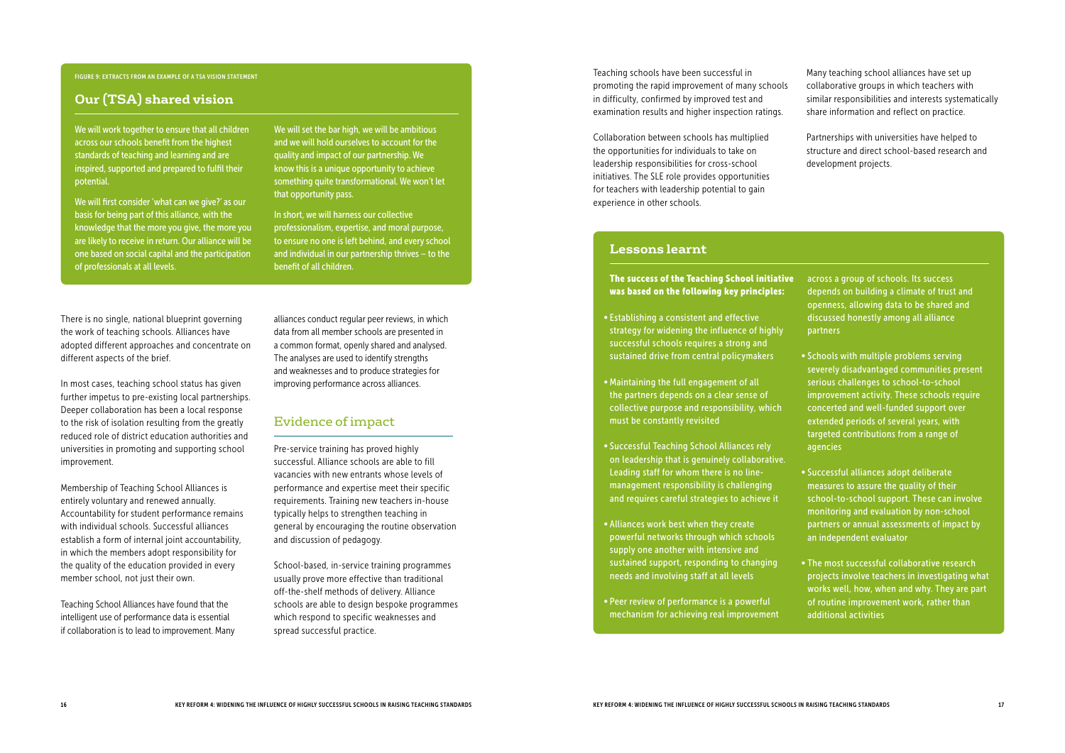FIGURE 9: EXTRACTS FROM AN EXAMPLE OF A TSA VISION STATEMENT

## Our (TSA) shared vision

We will work together to ensure that all children across our schools benefit from the highest standards of teaching and learning and are inspired, supported and prepared to fulfil their potential.

We will first consider 'what can we give?' as our basis for being part of this alliance, with the knowledge that the more you give, the more you are likely to receive in return. Our alliance will be one based on social capital and the participation of professionals at all levels.

We will set the bar high, we will be ambitious and we will hold ourselves to account for the quality and impact of our partnership. We know this is a unique opportunity to achieve something quite transformational. We won't let that opportunity pass.

In short, we will harness our collective professionalism, expertise, and moral purpose, to ensure no one is left behind, and every school and individual in our partnership thrives – to the benefit of all children.

There is no single, national blueprint governing the work of teaching schools. Alliances have adopted different approaches and concentrate on different aspects of the brief.

In most cases, teaching school status has given further impetus to pre-existing local partnerships. Deeper collaboration has been a local response to the risk of isolation resulting from the greatly reduced role of district education authorities and universities in promoting and supporting school improvement.

Membership of Teaching School Alliances is entirely voluntary and renewed annually. Accountability for student performance remains with individual schools. Successful alliances establish a form of internal joint accountability, in which the members adopt responsibility for the quality of the education provided in every member school, not just their own.

Teaching School Alliances have found that the intelligent use of performance data is essential if collaboration is to lead to improvement. Many alliances conduct regular peer reviews, in which data from all member schools are presented in a common format, openly shared and analysed. The analyses are used to identify strengths and weaknesses and to produce strategies for improving performance across alliances.

## Evidence of impact

Pre-service training has proved highly successful. Alliance schools are able to fill vacancies with new entrants whose levels of performance and expertise meet their specific requirements. Training new teachers in-house typically helps to strengthen teaching in general by encouraging the routine observation and discussion of pedagogy.

School-based, in-service training programmes usually prove more effective than traditional off-the-shelf methods of delivery. Alliance schools are able to design bespoke programmes which respond to specific weaknesses and spread successful practice.

Teaching schools have been successful in promoting the rapid improvement of many schools in difficulty, confirmed by improved test and examination results and higher inspection ratings.

Collaboration between schools has multiplied the opportunities for individuals to take on leadership responsibilities for cross-school initiatives. The SLE role provides opportunities for teachers with leadership potential to gain experience in other schools.

Many teaching school alliances have set up collaborative groups in which teachers with similar responsibilities and interests systematically share information and reflect on practice.

Partnerships with universities have helped to structure and direct school-based research and development projects.

## Lessons learnt

**The success of the Teaching School initiative was based on the following key principles:**

- Establishing a consistent and effective strategy for widening the influence of highly successful schools requires a strong and sustained drive from central policymakers
- Maintaining the full engagement of all the partners depends on a clear sense of collective purpose and responsibility, which must be constantly revisited
- Successful Teaching School Alliances rely on leadership that is genuinely collaborative. Leading staff for whom there is no line-management responsibility is challenging and requires careful strategies to achieve it
- Alliances work best when they create powerful networks through which schools supply one another with intensive and sustained support, responding to changing needs and involving staff at all levels
- Peer review of performance is a powerful mechanism for achieving real improvement across a group of schools. Its success depends on building a climate of trust and openness, allowing data to be shared and discussed honestly among all alliance partners
- Schools with multiple problems serving severely disadvantaged communities present serious challenges to school-to-school improvement activity. These schools require concerted and well-funded support over extended periods of several years, with targeted contributions from a range of agencies
- Successful alliances adopt deliberate measures to assure the quality of their school-to-school support. These can involve monitoring and evaluation by non-school partners or annual assessments of impact by an independent evaluator
- The most successful collaborative research projects involve teachers in investigating what works well, how, when and why. They are part of routine improvement work, rather than additional activities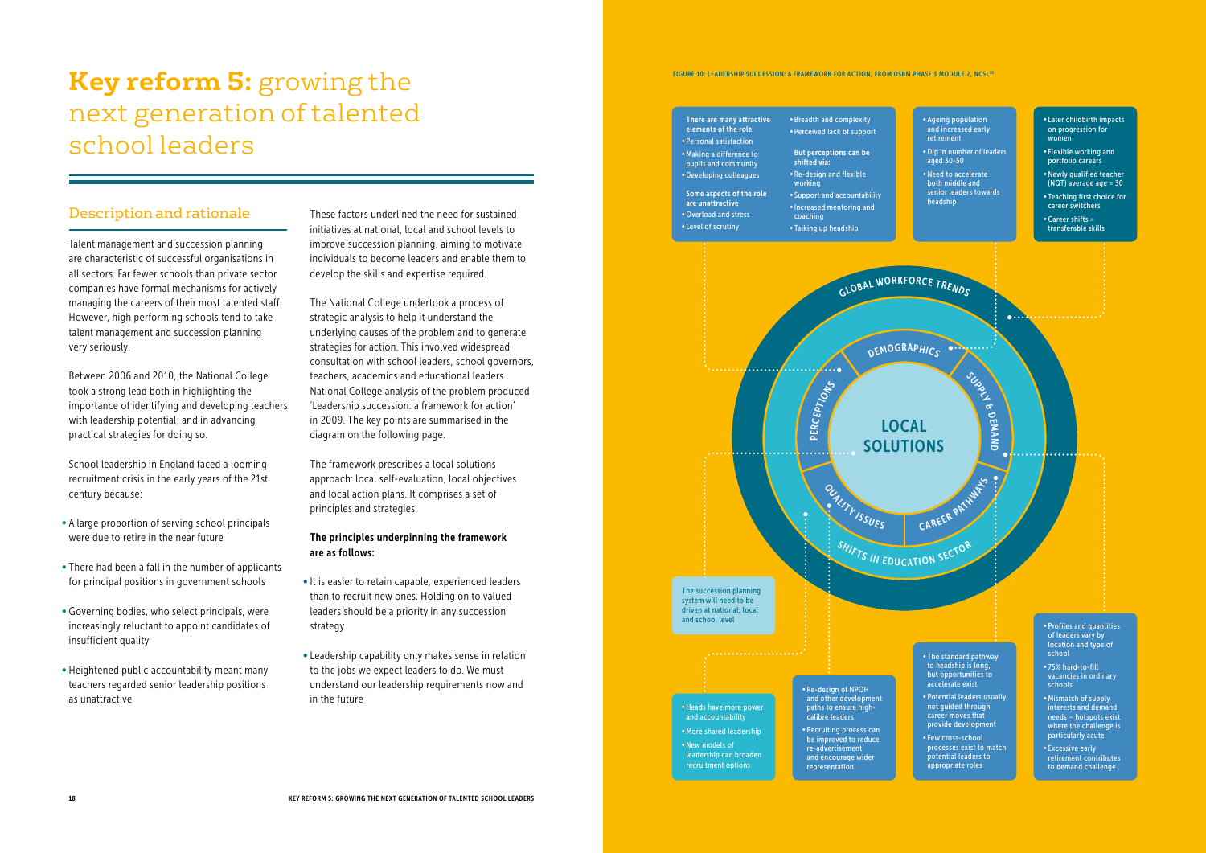# **Key reform 5:** growing the next generation of talented school leaders

## Description and rationale

Talent management and succession planning are characteristic of successful organisations in all sectors. Far fewer schools than private sector companies have formal mechanisms for actively managing the careers of their most talented staff. However, high performing schools tend to take talent management and succession planning very seriously.

Between 2006 and 2010, the National College took a strong lead both in highlighting the importance of identifying and developing teachers with leadership potential; and in advancing practical strategies for doing so.

School leadership in England faced a looming recruitment crisis in the early years of the 21st century because:

- A large proportion of serving school principals were due to retire in the near future
- There had been a fall in the number of applicants for principal positions in government schools
- Governing bodies, who select principals, were increasingly reluctant to appoint candidates of insufficient quality
- Heightened public accountability meant many teachers regarded senior leadership positions as unattractive

These factors underlined the need for sustained initiatives at national, local and school levels to improve succession planning, aiming to motivate individuals to become leaders and enable them to develop the skills and expertise required.

The National College undertook a process of strategic analysis to help it understand the underlying causes of the problem and to generate strategies for action. This involved widespread consultation with school leaders, school governors, teachers, academics and educational leaders. National College analysis of the problem produced 'Leadership succession: a framework for action' in 2009. The key points are summarised in the diagram on the following page.

The framework prescribes a local solutions approach: local self-evaluation, local objectives and local action plans. It comprises a set of principles and strategies.

**The principles underpinning the framework are as follows:**

- It is easier to retain capable, experienced leaders than to recruit new ones. Holding on to valued leaders should be a priority in any succession strategy
- Leadership capability only makes sense in relation to the jobs we expect leaders to do. We must understand our leadership requirements now and in the future

FIGURE 10: LEADERSHIP SUCCESSION: A FRAMEWORK FOR ACTION, FROM DSBM PHASE 3 MODULE 2, NCSL[15]

**Perceptions**

**There are many attractive elements of the role**
- Personal satisfaction
- Making a difference to pupils and community
- Developing colleagues

**Some aspects of the role are unattractive**
- Overload and stress
- Level of scrutiny
- Breadth and complexity
- Perceived lack of support

**But perceptions can be shifted via:**
- Re-design and flexible working
- Support and accountability
- Increased mentoring and coaching
- Talking up headship

**Demographics**
- Ageing population and increased early retirement
- Dip in number of leaders aged 30-50
- Need to accelerate both middle and senior leaders towards headship

**Global workforce trends**
- Later childbirth impacts on progression for women
- Flexible working and portfolio careers
- Newly qualified teacher (NQT) average age = 30
- Teaching first choice for career switchers
- Career shifts = transferable skills

**Supply & demand**
- Profiles and quantities of leaders vary by location and type of school
- 75% hard-to-fill vacancies in ordinary schools
- Mismatch of supply interests and demand needs – hotspots exist where the challenge is particularly acute
- Excessive early retirement contributes to demand challenge

**Career pathways**
- The standard pathway to headship is long, but opportunities to accelerate exist
- Potential leaders usually not guided through career moves that provide development
- Few cross-school processes exist to match potential leaders to appropriate roles

**Quality issues**
- Re-design of NPQH and other development paths to ensure high-calibre leaders
- Recruiting process can be improved to reduce re-advertisement and encourage wider representation

**Shifts in education sector**
- Heads have more power and accountability
- More shared leadership
- New models of leadership can broaden recruitment options

**Local solutions**

The succession planning system will need to be driven at national, local and school level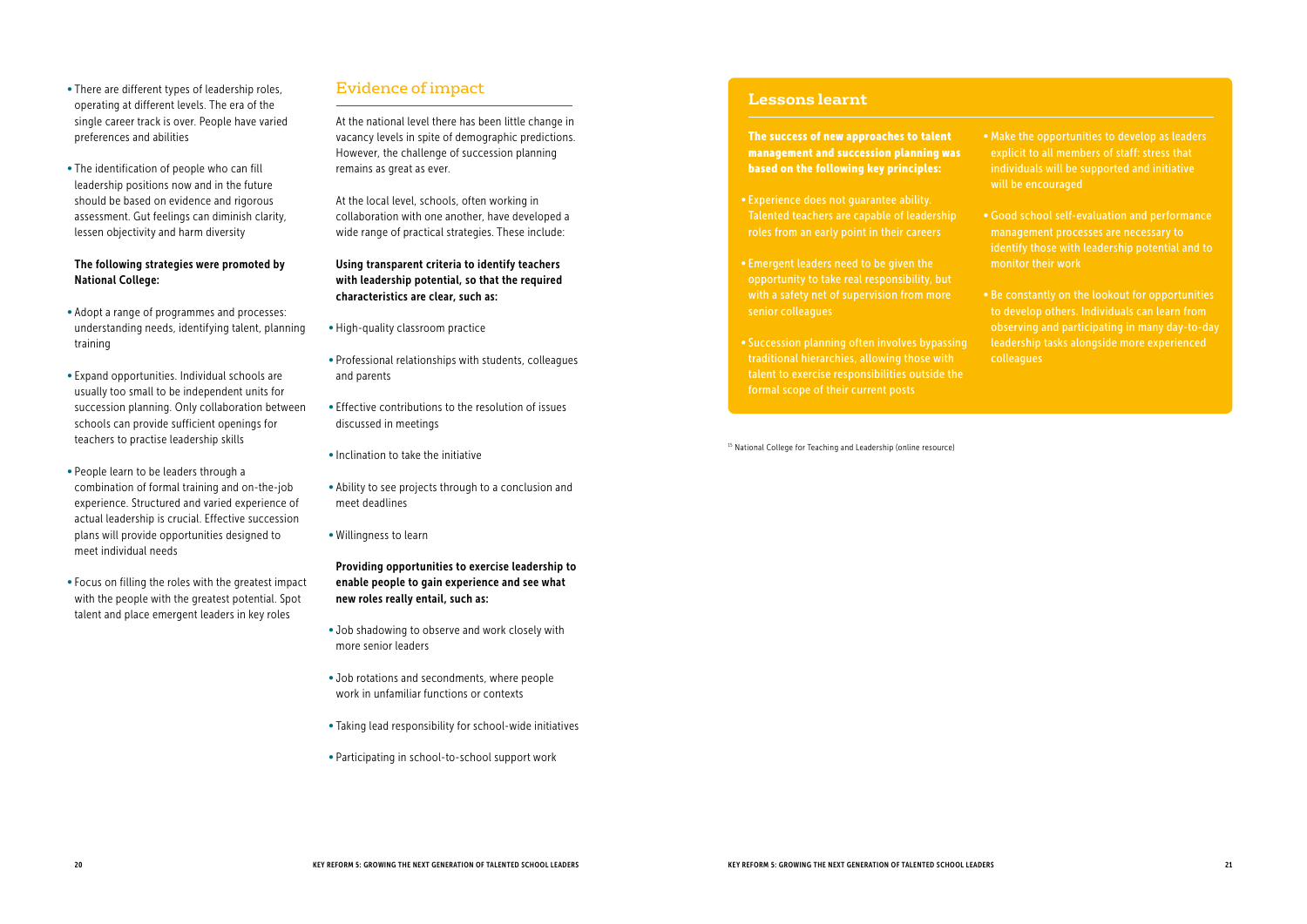- There are different types of leadership roles, operating at different levels. The era of the single career track is over. People have varied preferences and abilities

- The identification of people who can fill leadership positions now and in the future should be based on evidence and rigorous assessment. Gut feelings can diminish clarity, lessen objectivity and harm diversity

**The following strategies were promoted by National College:**

- Adopt a range of programmes and processes: understanding needs, identifying talent, planning training

- Expand opportunities. Individual schools are usually too small to be independent units for succession planning. Only collaboration between schools can provide sufficient openings for teachers to practise leadership skills

- People learn to be leaders through a combination of formal training and on-the-job experience. Structured and varied experience of actual leadership is crucial. Effective succession plans will provide opportunities designed to meet individual needs

- Focus on filling the roles with the greatest impact with the people with the greatest potential. Spot talent and place emergent leaders in key roles

## Evidence of impact

At the national level there has been little change in vacancy levels in spite of demographic predictions. However, the challenge of succession planning remains as great as ever.

At the local level, schools, often working in collaboration with one another, have developed a wide range of practical strategies. These include:

**Using transparent criteria to identify teachers with leadership potential, so that the required characteristics are clear, such as:**

- High-quality classroom practice
- Professional relationships with students, colleagues and parents
- Effective contributions to the resolution of issues discussed in meetings
- Inclination to take the initiative
- Ability to see projects through to a conclusion and meet deadlines
- Willingness to learn

**Providing opportunities to exercise leadership to enable people to gain experience and see what new roles really entail, such as:**

- Job shadowing to observe and work closely with more senior leaders
- Job rotations and secondments, where people work in unfamiliar functions or contexts
- Taking lead responsibility for school-wide initiatives
- Participating in school-to-school support work

## Lessons learnt

**The success of new approaches to talent management and succession planning was based on the following key principles:**

- Experience does not guarantee ability. Talented teachers are capable of leadership roles from an early point in their careers

- Emergent leaders need to be given the opportunity to take real responsibility, but with a safety net of supervision from more senior colleagues

- Succession planning often involves bypassing traditional hierarchies, allowing those with talent to exercise responsibilities outside the formal scope of their current posts

- Make the opportunities to develop as leaders explicit to all members of staff: stress that individuals will be supported and initiative will be encouraged

- Good school self-evaluation and performance management processes are necessary to identify those with leadership potential and to monitor their work

- Be constantly on the lookout for opportunities to develop others. Individuals can learn from observing and participating in many day-to-day leadership tasks alongside more experienced colleagues

[15] National College for Teaching and Leadership (online resource)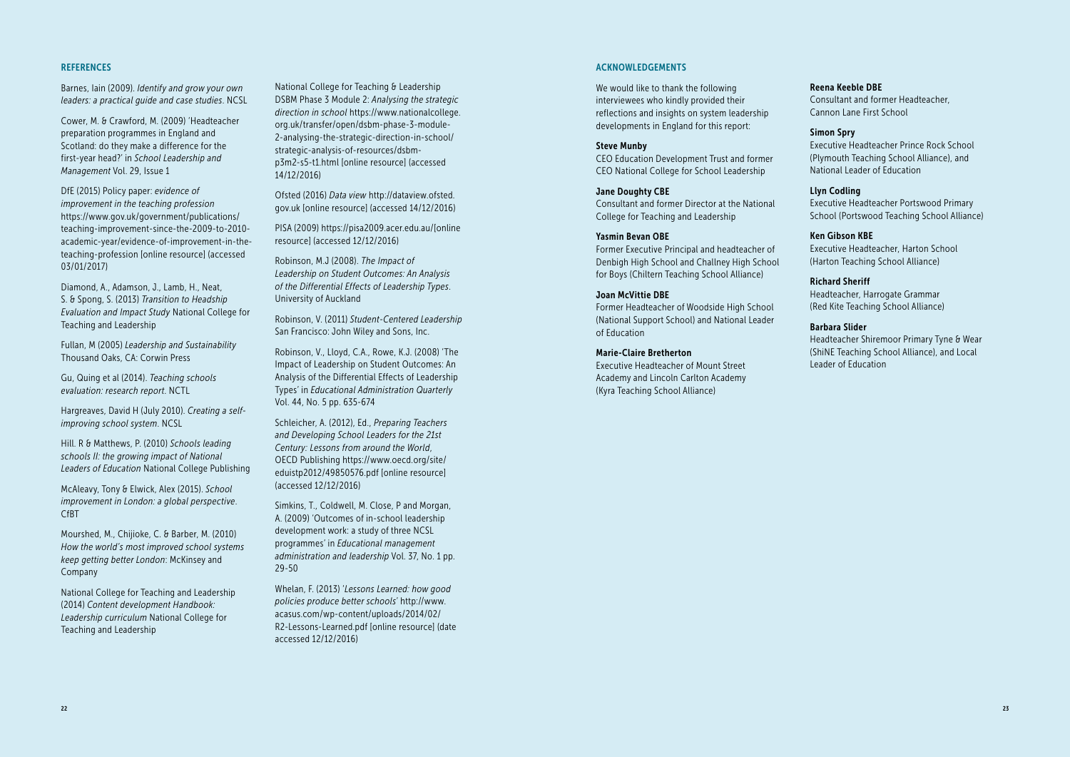## REFERENCES

Barnes, Iain (2009). *Identify and grow your own leaders: a practical guide and case studies*. NCSL

Cower, M. & Crawford, M. (2009) 'Headteacher preparation programmes in England and Scotland: do they make a difference for the first-year head?' in *School Leadership and Management* Vol. 29, Issue 1

DfE (2015) Policy paper: *evidence of improvement in the teaching profession* https://www.gov.uk/government/publications/teaching-improvement-since-the-2009-to-2010-academic-year/evidence-of-improvement-in-the-teaching-profession [online resource] (accessed 03/01/2017)

Diamond, A., Adamson, J., Lamb, H., Neat, S. & Spong, S. (2013) *Transition to Headship Evaluation and Impact Study* National College for Teaching and Leadership

Fullan, M (2005) *Leadership and Sustainability* Thousand Oaks, CA: Corwin Press

Gu, Quing et al (2014). *Teaching schools evaluation: research report*. NCTL

Hargreaves, David H (July 2010). *Creating a self-improving school system*. NCSL

Hill. R & Matthews, P. (2010) *Schools leading schools II: the growing impact of National Leaders of Education* National College Publishing

McAleavy, Tony & Elwick, Alex (2015). *School improvement in London: a global perspective*. CfBT

Mourshed, M., Chijioke, C. & Barber, M. (2010) *How the world's most improved school systems keep getting better London*: McKinsey and Company

National College for Teaching and Leadership (2014) *Content development Handbook: Leadership curriculum* National College for Teaching and Leadership

National College for Teaching & Leadership DSBM Phase 3 Module 2: *Analysing the strategic direction in school* https://www.nationalcollege.org.uk/transfer/open/dsbm-phase-3-module-2-analysing-the-strategic-direction-in-school/strategic-analysis-of-resources/dsbm-p3m2-s5-t1.html [online resource] (accessed 14/12/2016)

Ofsted (2016) *Data view* http://dataview.ofsted.gov.uk [online resource] (accessed 14/12/2016)

PISA (2009) https://pisa2009.acer.edu.au/[online resource] (accessed 12/12/2016)

Robinson, M.J (2008). *The Impact of Leadership on Student Outcomes: An Analysis of the Differential Effects of Leadership Types*. University of Auckland

Robinson, V. (2011) *Student-Centered Leadership* San Francisco: John Wiley and Sons, Inc.

Robinson, V., Lloyd, C.A., Rowe, K.J. (2008) 'The Impact of Leadership on Student Outcomes: An Analysis of the Differential Effects of Leadership Types' in *Educational Administration Quarterly* Vol. 44, No. 5 pp. 635-674

Schleicher, A. (2012), Ed., *Preparing Teachers and Developing School Leaders for the 21st Century: Lessons from around the World*, OECD Publishing https://www.oecd.org/site/eduistp2012/49850576.pdf [online resource] (accessed 12/12/2016)

Simkins, T., Coldwell, M. Close, P and Morgan, A. (2009) 'Outcomes of in-school leadership development work: a study of three NCSL programmes' in *Educational management administration and leadership* Vol. 37, No. 1 pp. 29-50

Whelan, F. (2013) '*Lessons Learned: how good policies produce better schools*' http://www.acasus.com/wp-content/uploads/2014/02/R2-Lessons-Learned.pdf [online resource] (date accessed 12/12/2016)

## ACKNOWLEDGEMENTS

We would like to thank the following interviewees who kindly provided their reflections and insights on system leadership developments in England for this report:

**Steve Munby**
CEO Education Development Trust and former CEO National College for School Leadership

**Jane Doughty CBE**
Consultant and former Director at the National College for Teaching and Leadership

**Yasmin Bevan OBE**
Former Executive Principal and headteacher of Denbigh High School and Challney High School for Boys (Chiltern Teaching School Alliance)

**Joan McVittie DBE**
Former Headteacher of Woodside High School (National Support School) and National Leader of Education

**Marie-Claire Bretherton**
Executive Headteacher of Mount Street Academy and Lincoln Carlton Academy (Kyra Teaching School Alliance)

**Reena Keeble DBE**
Consultant and former Headteacher, Cannon Lane First School

**Simon Spry**
Executive Headteacher Prince Rock School (Plymouth Teaching School Alliance), and National Leader of Education

**Llyn Codling**
Executive Headteacher Portswood Primary School (Portswood Teaching School Alliance)

**Ken Gibson KBE**
Executive Headteacher, Harton School (Harton Teaching School Alliance)

**Richard Sheriff**
Headteacher, Harrogate Grammar (Red Kite Teaching School Alliance)

**Barbara Slider**
Headteacher Shiremoor Primary Tyne & Wear (ShiNE Teaching School Alliance), and Local Leader of Education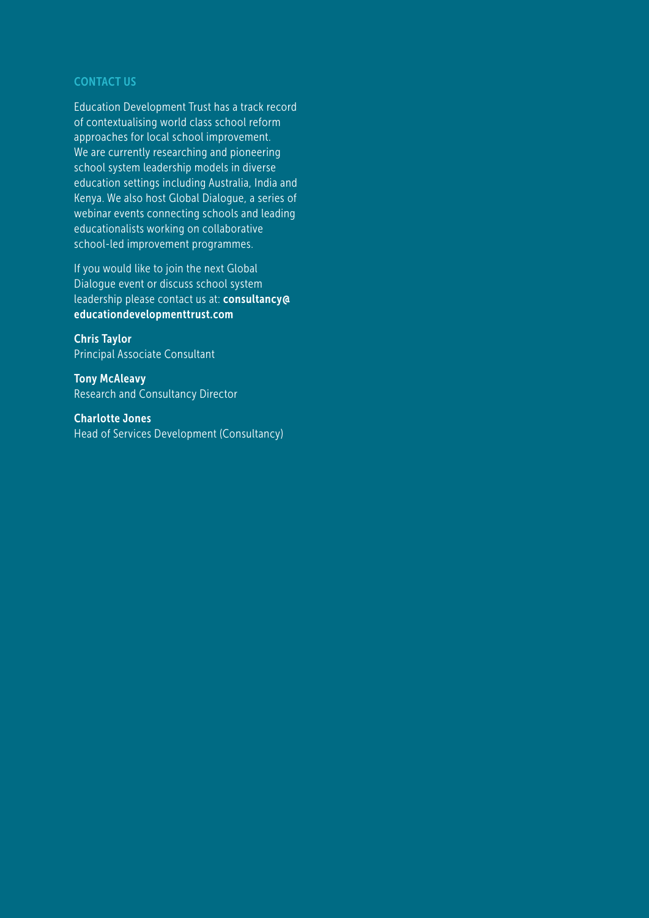## CONTACT US

Education Development Trust has a track record of contextualising world class school reform approaches for local school improvement. We are currently researching and pioneering school system leadership models in diverse education settings including Australia, India and Kenya. We also host Global Dialogue, a series of webinar events connecting schools and leading educationalists working on collaborative school-led improvement programmes.

If you would like to join the next Global Dialogue event or discuss school system leadership please contact us at: **consultancy@educationdevelopmenttrust.com**

**Chris Taylor**
Principal Associate Consultant

**Tony McAleavy**
Research and Consultancy Director

**Charlotte Jones**
Head of Services Development (Consultancy)